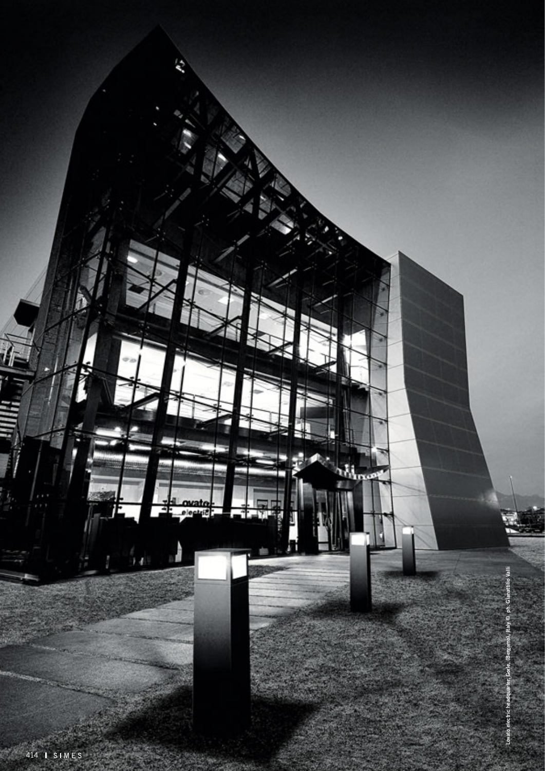Lovato electric headquarter, Gorle, (Bergamo), Italy © ph. Gianattilio Valli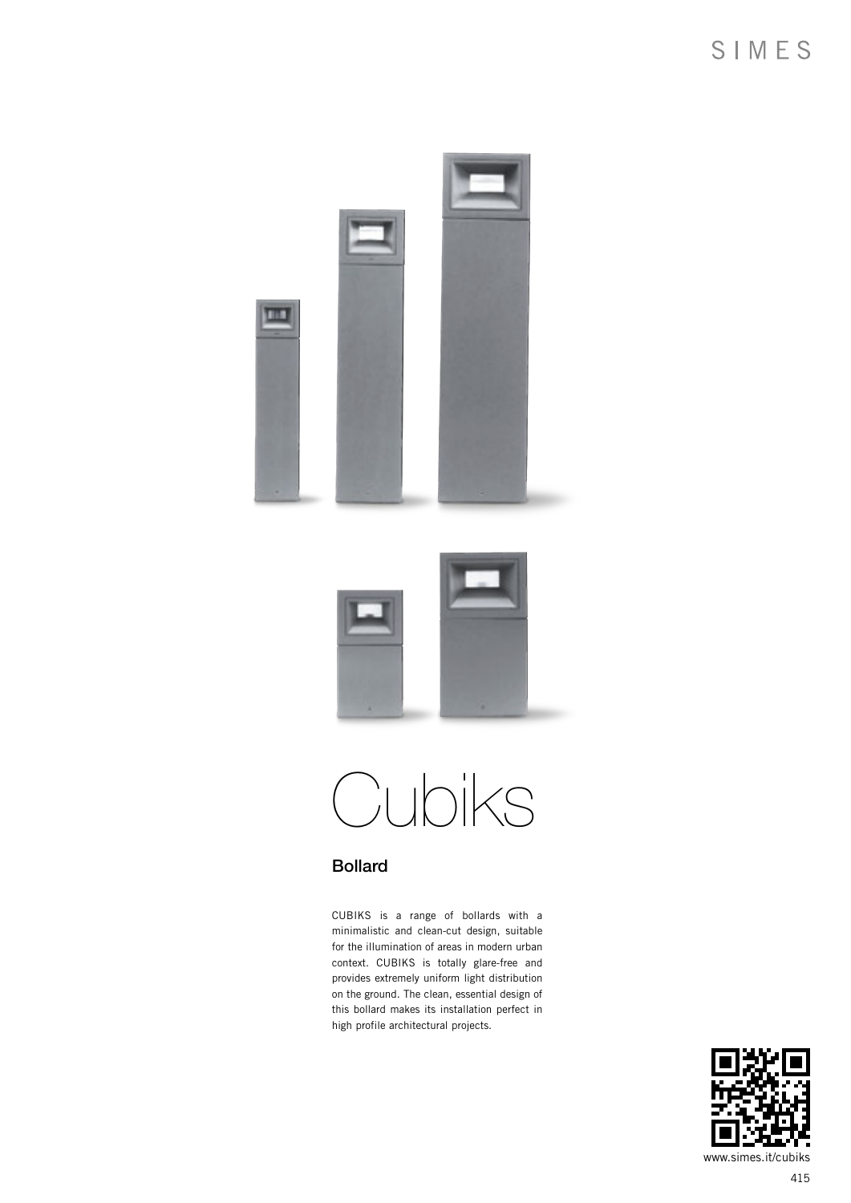# Cubiks

## Bollard

CUBIKS is a range of bollards with a minimalistic and clean-cut design, suitable for the illumination of areas in modern urban context. CUBIKS is totally glare-free and provides extremely uniform light distribution on the ground. The clean, essential design of this bollard makes its installation perfect in high profile architectural projects.

www.simes.it/cubiks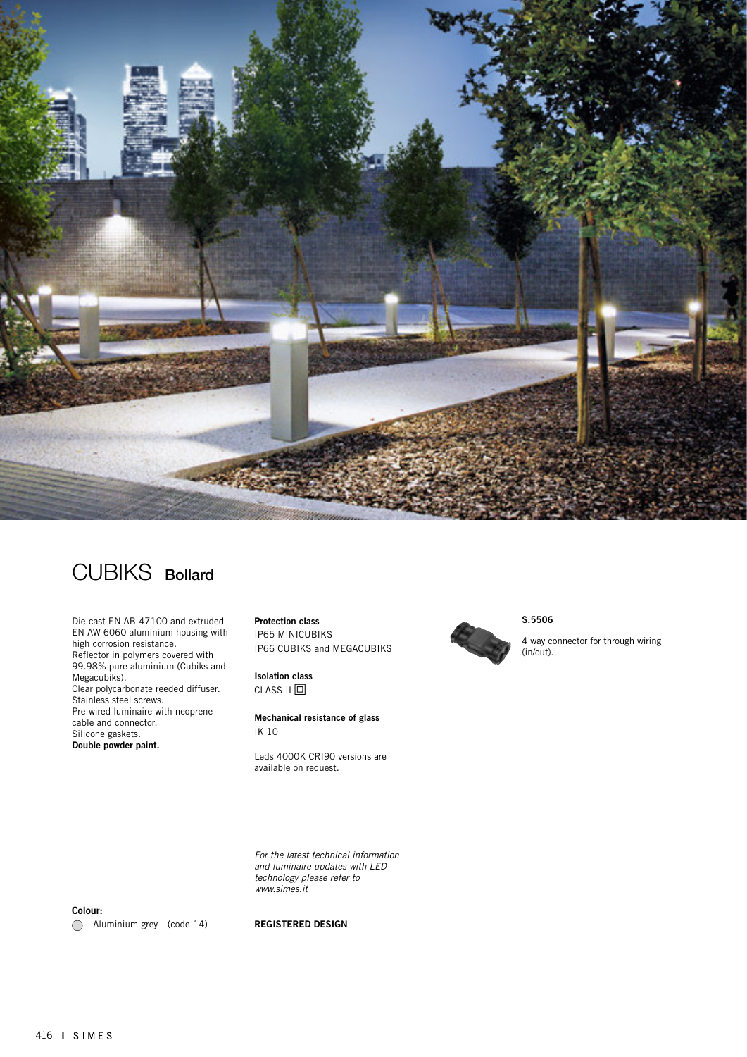# CUBIKS Bollard

Die-cast EN AB-47100 and extruded EN AW-6060 aluminium housing with high corrosion resistance.
Reflector in polymers covered with 99.98% pure aluminium (Cubiks and Megacubiks).
Clear polycarbonate reeded diffuser.
Stainless steel screws.
Pre-wired luminaire with neoprene cable and connector.
Silicone gaskets.
**Double powder paint.**

**Protection class**
IP65 MINICUBIKS
IP66 CUBIKS and MEGACUBIKS

**Isolation class**
CLASS II ⧈

**Mechanical resistance of glass**
IK 10

Leds 4000K CRI90 versions are available on request.

*For the latest technical information and luminaire updates with LED technology please refer to www.simes.it*

**REGISTERED DESIGN**

**S.5506**

4 way connector for through wiring (in/out).

**Colour:**

◯ Aluminium grey (code 14)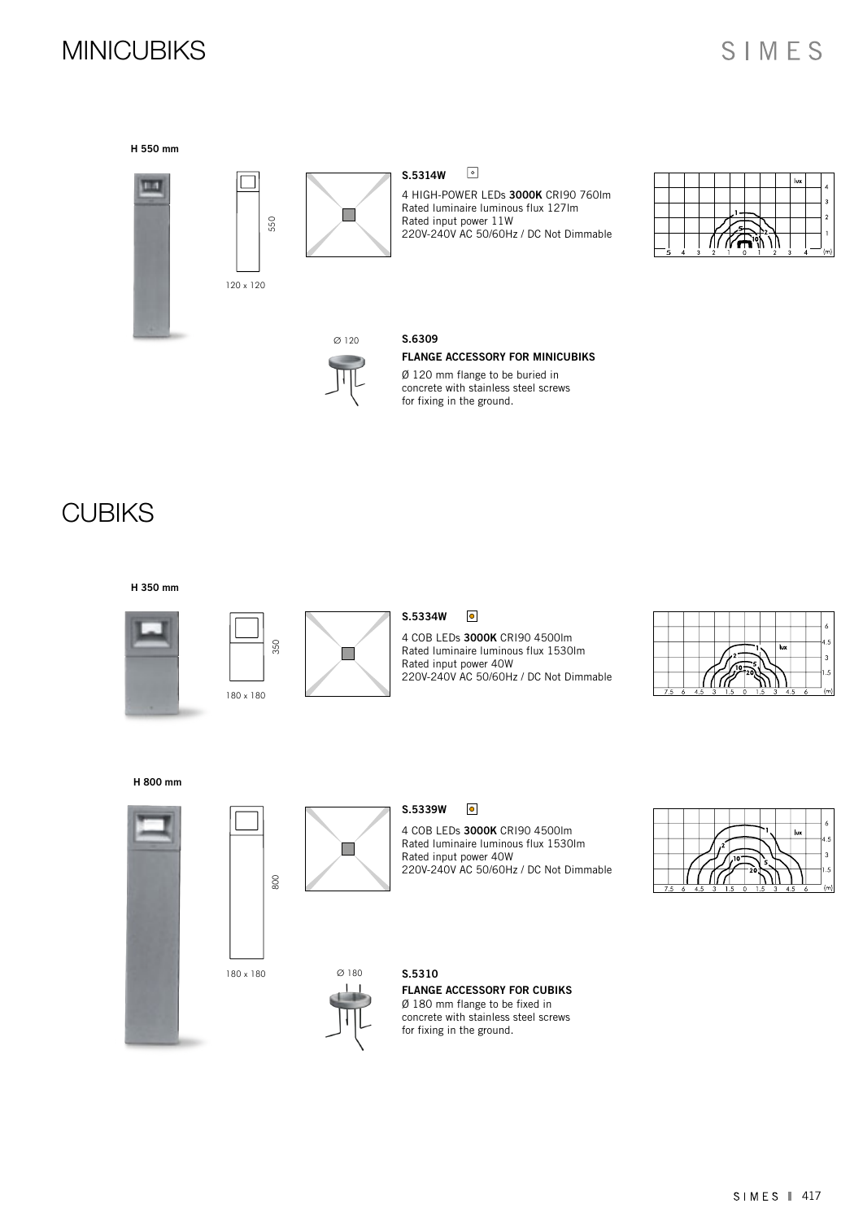# MINICUBIKS

**H 550 mm**

550

120 x 120

**S.5314W**

4 HIGH-POWER LEDs **3000K** CRI90 760lm
Rated luminaire luminous flux 127lm
Rated input power 11W
220V-240V AC 50/60Hz / DC Not Dimmable

Ø 120

**S.6309**

**FLANGE ACCESSORY FOR MINICUBIKS**

Ø 120 mm flange to be buried in concrete with stainless steel screws for fixing in the ground.

# CUBIKS

**H 350 mm**

350

180 x 180

**S.5334W**

4 COB LEDs **3000K** CRI90 4500lm
Rated luminaire luminous flux 1530lm
Rated input power 40W
220V-240V AC 50/60Hz / DC Not Dimmable

**H 800 mm**

800

180 x 180

**S.5339W**

4 COB LEDs **3000K** CRI90 4500lm
Rated luminaire luminous flux 1530lm
Rated input power 40W
220V-240V AC 50/60Hz / DC Not Dimmable

Ø 180

**S.5310**

**FLANGE ACCESSORY FOR CUBIKS**

Ø 180 mm flange to be fixed in concrete with stainless steel screws for fixing in the ground.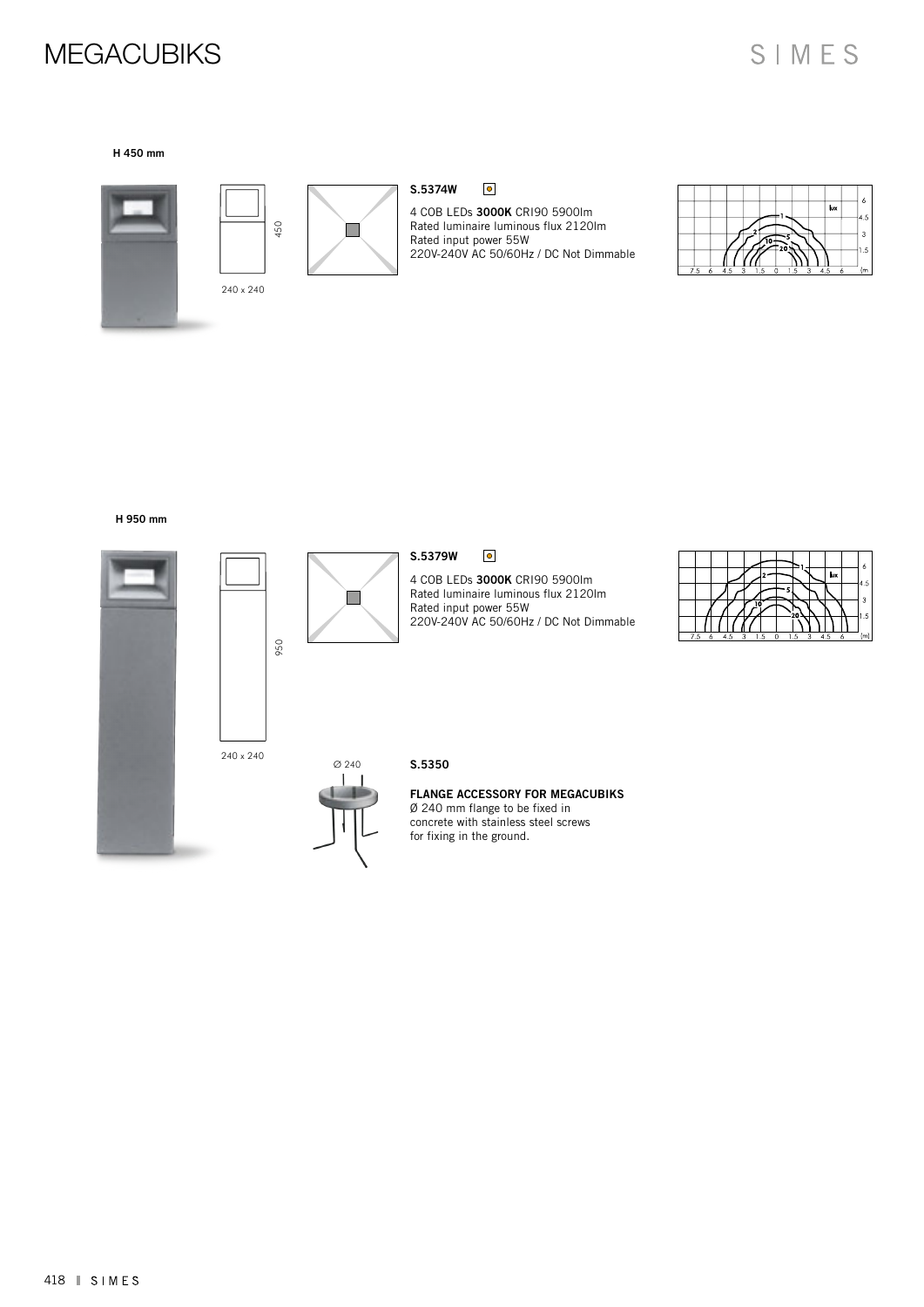# MEGACUBIKS

**H 450 mm**

450

240 x 240

**S.5374W**

4 COB LEDs **3000K** CRI90 5900lm
Rated luminaire luminous flux 2120lm
Rated input power 55W
220V-240V AC 50/60Hz / DC Not Dimmable

**H 950 mm**

950

240 x 240

**S.5379W**

4 COB LEDs **3000K** CRI90 5900lm
Rated luminaire luminous flux 2120lm
Rated input power 55W
220V-240V AC 50/60Hz / DC Not Dimmable

Ø 240

**S.5350**

**FLANGE ACCESSORY FOR MEGACUBIKS**
Ø 240 mm flange to be fixed in
concrete with stainless steel screws
for fixing in the ground.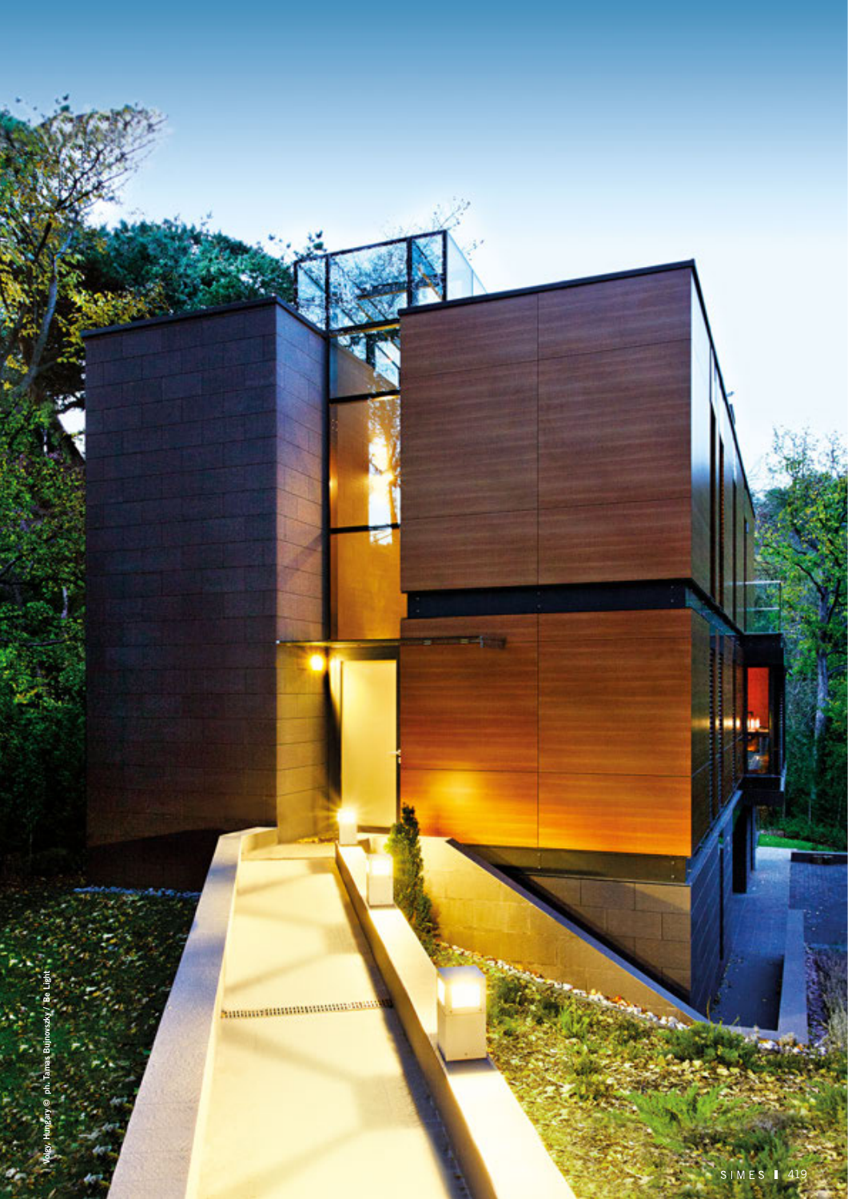olgy, Hungary © ph. Tamas Bujnovszky / Be Light